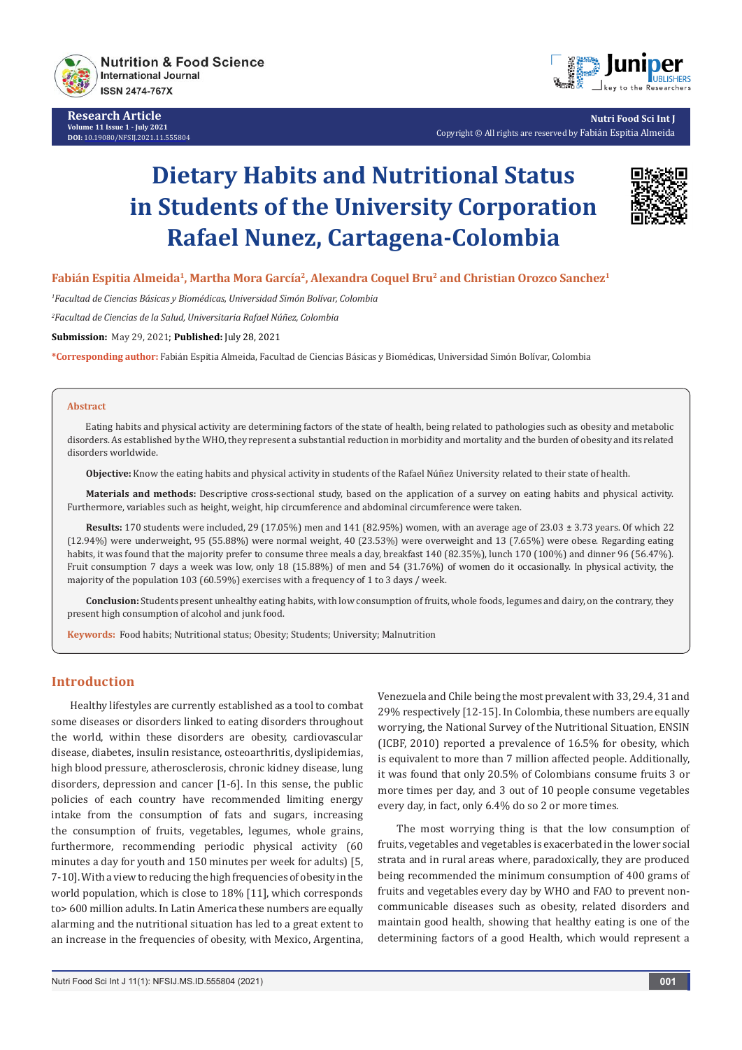# Dietary Habits and Nutritional Status in Students of the University Corporation Rafael Nunez, Cartagena-Colombia

**Fabián Espitia Almeida[1], Martha Mora García[2], Alexandra Coquel Bru[2] and Christian Orozco Sanchez[1]**

*[1]Facultad de Ciencias Básicas y Biomédicas, Universidad Simón Bolívar, Colombia*

*[2]Facultad de Ciencias de la Salud, Universitaria Rafael Núñez, Colombia*

**Submission:** May 29, 2021; **Published:** July 28, 2021

**\*Corresponding author:** Fabián Espitia Almeida, Facultad de Ciencias Básicas y Biomédicas, Universidad Simón Bolívar, Colombia

## Abstract

Eating habits and physical activity are determining factors of the state of health, being related to pathologies such as obesity and metabolic disorders. As established by the WHO, they represent a substantial reduction in morbidity and mortality and the burden of obesity and its related disorders worldwide.

**Objective:** Know the eating habits and physical activity in students of the Rafael Núñez University related to their state of health.

**Materials and methods:** Descriptive cross-sectional study, based on the application of a survey on eating habits and physical activity. Furthermore, variables such as height, weight, hip circumference and abdominal circumference were taken.

**Results:** 170 students were included, 29 (17.05%) men and 141 (82.95%) women, with an average age of 23.03 ± 3.73 years. Of which 22 (12.94%) were underweight, 95 (55.88%) were normal weight, 40 (23.53%) were overweight and 13 (7.65%) were obese. Regarding eating habits, it was found that the majority prefer to consume three meals a day, breakfast 140 (82.35%), lunch 170 (100%) and dinner 96 (56.47%). Fruit consumption 7 days a week was low, only 18 (15.88%) of men and 54 (31.76%) of women do it occasionally. In physical activity, the majority of the population 103 (60.59%) exercises with a frequency of 1 to 3 days / week.

**Conclusion:** Students present unhealthy eating habits, with low consumption of fruits, whole foods, legumes and dairy, on the contrary, they present high consumption of alcohol and junk food.

**Keywords:** Food habits; Nutritional status; Obesity; Students; University; Malnutrition

## Introduction

Healthy lifestyles are currently established as a tool to combat some diseases or disorders linked to eating disorders throughout the world, within these disorders are obesity, cardiovascular disease, diabetes, insulin resistance, osteoarthritis, dyslipidemias, high blood pressure, atherosclerosis, chronic kidney disease, lung disorders, depression and cancer [1-6]. In this sense, the public policies of each country have recommended limiting energy intake from the consumption of fats and sugars, increasing the consumption of fruits, vegetables, legumes, whole grains, furthermore, recommending periodic physical activity (60 minutes a day for youth and 150 minutes per week for adults) [5, 7-10]. With a view to reducing the high frequencies of obesity in the world population, which is close to 18% [11], which corresponds to> 600 million adults. In Latin America these numbers are equally alarming and the nutritional situation has led to a great extent to an increase in the frequencies of obesity, with Mexico, Argentina, Venezuela and Chile being the most prevalent with 33, 29.4, 31 and 29% respectively [12-15]. In Colombia, these numbers are equally worrying, the National Survey of the Nutritional Situation, ENSIN (ICBF, 2010) reported a prevalence of 16.5% for obesity, which is equivalent to more than 7 million affected people. Additionally, it was found that only 20.5% of Colombians consume fruits 3 or more times per day, and 3 out of 10 people consume vegetables every day, in fact, only 6.4% do so 2 or more times.

The most worrying thing is that the low consumption of fruits, vegetables and vegetables is exacerbated in the lower social strata and in rural areas where, paradoxically, they are produced being recommended the minimum consumption of 400 grams of fruits and vegetables every day by WHO and FAO to prevent non-communicable diseases such as obesity, related disorders and maintain good health, showing that healthy eating is one of the determining factors of a good Health, which would represent a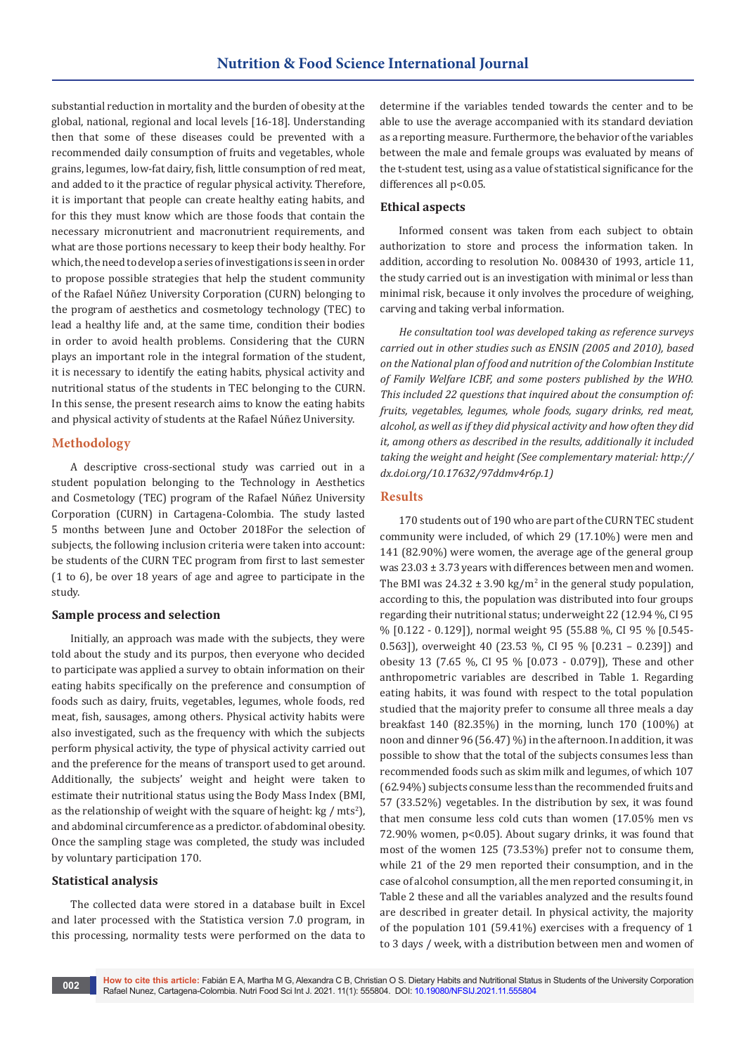substantial reduction in mortality and the burden of obesity at the global, national, regional and local levels [16-18]. Understanding then that some of these diseases could be prevented with a recommended daily consumption of fruits and vegetables, whole grains, legumes, low-fat dairy, fish, little consumption of red meat, and added to it the practice of regular physical activity. Therefore, it is important that people can create healthy eating habits, and for this they must know which are those foods that contain the necessary micronutrient and macronutrient requirements, and what are those portions necessary to keep their body healthy. For which, the need to develop a series of investigations is seen in order to propose possible strategies that help the student community of the Rafael Núñez University Corporation (CURN) belonging to the program of aesthetics and cosmetology technology (TEC) to lead a healthy life and, at the same time, condition their bodies in order to avoid health problems. Considering that the CURN plays an important role in the integral formation of the student, it is necessary to identify the eating habits, physical activity and nutritional status of the students in TEC belonging to the CURN. In this sense, the present research aims to know the eating habits and physical activity of students at the Rafael Núñez University.

## Methodology

A descriptive cross-sectional study was carried out in a student population belonging to the Technology in Aesthetics and Cosmetology (TEC) program of the Rafael Núñez University Corporation (CURN) in Cartagena-Colombia. The study lasted 5 months between June and October 2018For the selection of subjects, the following inclusion criteria were taken into account: be students of the CURN TEC program from first to last semester (1 to 6), be over 18 years of age and agree to participate in the study.

### Sample process and selection

Initially, an approach was made with the subjects, they were told about the study and its purpos, then everyone who decided to participate was applied a survey to obtain information on their eating habits specifically on the preference and consumption of foods such as dairy, fruits, vegetables, legumes, whole foods, red meat, fish, sausages, among others. Physical activity habits were also investigated, such as the frequency with which the subjects perform physical activity, the type of physical activity carried out and the preference for the means of transport used to get around. Additionally, the subjects' weight and height were taken to estimate their nutritional status using the Body Mass Index (BMI, as the relationship of weight with the square of height: kg / mts$^2$), and abdominal circumference as a predictor. of abdominal obesity. Once the sampling stage was completed, the study was included by voluntary participation 170.

### Statistical analysis

The collected data were stored in a database built in Excel and later processed with the Statistica version 7.0 program, in this processing, normality tests were performed on the data to determine if the variables tended towards the center and to be able to use the average accompanied with its standard deviation as a reporting measure. Furthermore, the behavior of the variables between the male and female groups was evaluated by means of the t-student test, using as a value of statistical significance for the differences all $p<0.05$.

### Ethical aspects

Informed consent was taken from each subject to obtain authorization to store and process the information taken. In addition, according to resolution No. 008430 of 1993, article 11, the study carried out is an investigation with minimal or less than minimal risk, because it only involves the procedure of weighing, carving and taking verbal information.

*He consultation tool was developed taking as reference surveys carried out in other studies such as ENSIN (2005 and 2010), based on the National plan of food and nutrition of the Colombian Institute of Family Welfare ICBF, and some posters published by the WHO. This included 22 questions that inquired about the consumption of: fruits, vegetables, legumes, whole foods, sugary drinks, red meat, alcohol, as well as if they did physical activity and how often they did it, among others as described in the results, additionally it included taking the weight and height (See complementary material: http://dx.doi.org/10.17632/97ddmv4r6p.1)*

## Results

170 students out of 190 who are part of the CURN TEC student community were included, of which 29 (17.10%) were men and 141 (82.90%) were women, the average age of the general group was 23.03 ± 3.73 years with differences between men and women. The BMI was 24.32 ± 3.90 kg/m$^2$ in the general study population, according to this, the population was distributed into four groups regarding their nutritional status; underweight 22 (12.94 %, CI 95 % [0.122 - 0.129]), normal weight 95 (55.88 %, CI 95 % [0.545-0.563]), overweight 40 (23.53 %, CI 95 % [0.231 – 0.239]) and obesity 13 (7.65 %, CI 95 % [0.073 - 0.079]), These and other anthropometric variables are described in Table 1. Regarding eating habits, it was found with respect to the total population studied that the majority prefer to consume all three meals a day breakfast 140 (82.35%) in the morning, lunch 170 (100%) at noon and dinner 96 (56.47) %) in the afternoon. In addition, it was possible to show that the total of the subjects consumes less than recommended foods such as skim milk and legumes, of which 107 (62.94%) subjects consume less than the recommended fruits and 57 (33.52%) vegetables. In the distribution by sex, it was found that men consume less cold cuts than women (17.05% men vs 72.90% women, $p<0.05$). About sugary drinks, it was found that most of the women 125 (73.53%) prefer not to consume them, while 21 of the 29 men reported their consumption, and in the case of alcohol consumption, all the men reported consuming it, in Table 2 these and all the variables analyzed and the results found are described in greater detail. In physical activity, the majority of the population 101 (59.41%) exercises with a frequency of 1 to 3 days / week, with a distribution between men and women of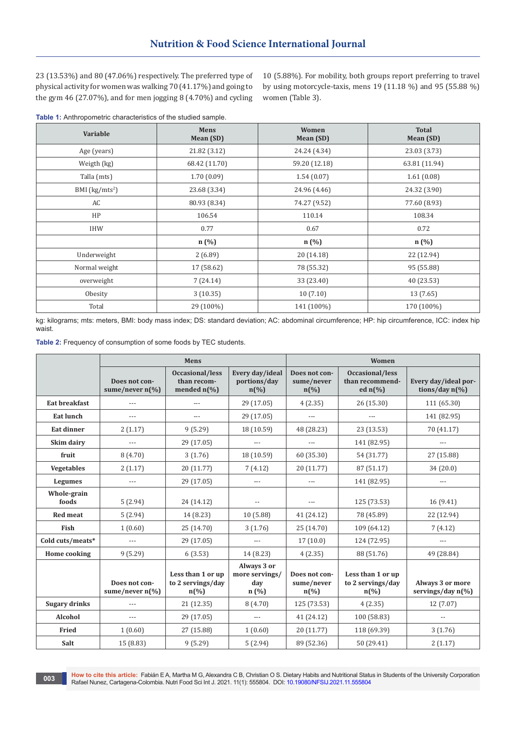23 (13.53%) and 80 (47.06%) respectively. The preferred type of physical activity for women was walking 70 (41.17%) and going to the gym 46 (27.07%), and for men jogging 8 (4.70%) and cycling 10 (5.88%). For mobility, both groups report preferring to travel by using motorcycle-taxis, mens 19 (11.18 %) and 95 (55.88 %) women (Table 3).

**Table 1:** Anthropometric characteristics of the studied sample.

| Variable | Mens Mean (SD) | Women Mean (SD) | Total Mean (SD) |
|---|---|---|---|
| Age (years) | 21.82 (3.12) | 24.24 (4.34) | 23.03 (3.73) |
| Weigth (kg) | 68.42 (11.70) | 59.20 (12.18) | 63.81 (11.94) |
| Talla (mts) | 1.70 (0.09) | 1.54 (0.07) | 1.61 (0.08) |
| BMI (kg/mts$^2$) | 23.68 (3.34) | 24.96 (4.46) | 24.32 (3.90) |
| AC | 80.93 (8.34) | 74.27 (9.52) | 77.60 (8.93) |
| HP | 106.54 | 110.14 | 108.34 |
| IHW | 0.77 | 0.67 | 0.72 |
| | **n (%)** | **n (%)** | **n (%)** |
| Underweight | 2 (6.89) | 20 (14.18) | 22 (12.94) |
| Normal weight | 17 (58.62) | 78 (55.32) | 95 (55.88) |
| overweight | 7 (24.14) | 33 (23.40) | 40 (23.53) |
| Obesity | 3 (10.35) | 10 (7.10) | 13 (7.65) |
| Total | 29 (100%) | 141 (100%) | 170 (100%) |

kg: kilograms; mts: meters, BMI: body mass index; DS: standard deviation; AC: abdominal circumference; HP: hip circumference, ICC: index hip waist.

**Table 2:** Frequency of consumption of some foods by TEC students.

| | Mens | | | Women | | |
|---|---|---|---|---|---|---|
| | Does not consume/never n(%) | Occasional/less than recommended n(%) | Every day/ideal portions/day n(%) | Does not consume/never n(%) | Occasional/less than recommended n(%) | Every day/ideal portions/day n(%) |
| **Eat breakfast** | --- | --- | 29 (17.05) | 4 (2.35) | 26 (15.30) | 111 (65.30) |
| **Eat lunch** | --- | --- | 29 (17.05) | --- | --- | 141 (82.95) |
| **Eat dinner** | 2 (1.17) | 9 (5.29) | 18 (10.59) | 48 (28.23) | 23 (13.53) | 70 (41.17) |
| **Skim dairy** | --- | 29 (17.05) | --- | --- | 141 (82.95) | --- |
| **fruit** | 8 (4.70) | 3 (1.76) | 18 (10.59) | 60 (35.30) | 54 (31.77) | 27 (15.88) |
| **Vegetables** | 2 (1.17) | 20 (11.77) | 7 (4.12) | 20 (11.77) | 87 (51.17) | 34 (20.0) |
| **Legumes** | --- | 29 (17.05) | --- | --- | 141 (82.95) | --- |
| **Whole-grain foods** | 5 (2.94) | 24 (14.12) | -- | --- | 125 (73.53) | 16 (9.41) |
| **Red meat** | 5 (2.94) | 14 (8.23) | 10 (5.88) | 41 (24.12) | 78 (45.89) | 22 (12.94) |
| **Fish** | 1 (0.60) | 25 (14.70) | 3 (1.76) | 25 (14.70) | 109 (64.12) | 7 (4.12) |
| **Cold cuts/meats*** | --- | 29 (17.05) | --- | 17 (10.0) | 124 (72.95) | --- |
| **Home cooking** | 9 (5.29) | 6 (3.53) | 14 (8.23) | 4 (2.35) | 88 (51.76) | 49 (28.84) |
| | **Does not consume/never n(%)** | **Less than 1 or up to 2 servings/day n(%)** | **Always 3 or more servings/day n (%)** | **Does not consume/never n(%)** | **Less than 1 or up to 2 servings/day n(%)** | **Always 3 or more servings/day n(%)** |
| **Sugary drinks** | --- | 21 (12.35) | 8 (4.70) | 125 (73.53) | 4 (2.35) | 12 (7.07) |
| **Alcohol** | --- | 29 (17.05) | --- | 41 (24.12) | 100 (58.83) | -- |
| **Fried** | 1 (0.60) | 27 (15.88) | 1 (0.60) | 20 (11.77) | 118 (69.39) | 3 (1.76) |
| **Salt** | 15 (8.83) | 9 (5.29) | 5 (2.94) | 89 (52.36) | 50 (29.41) | 2 (1.17) |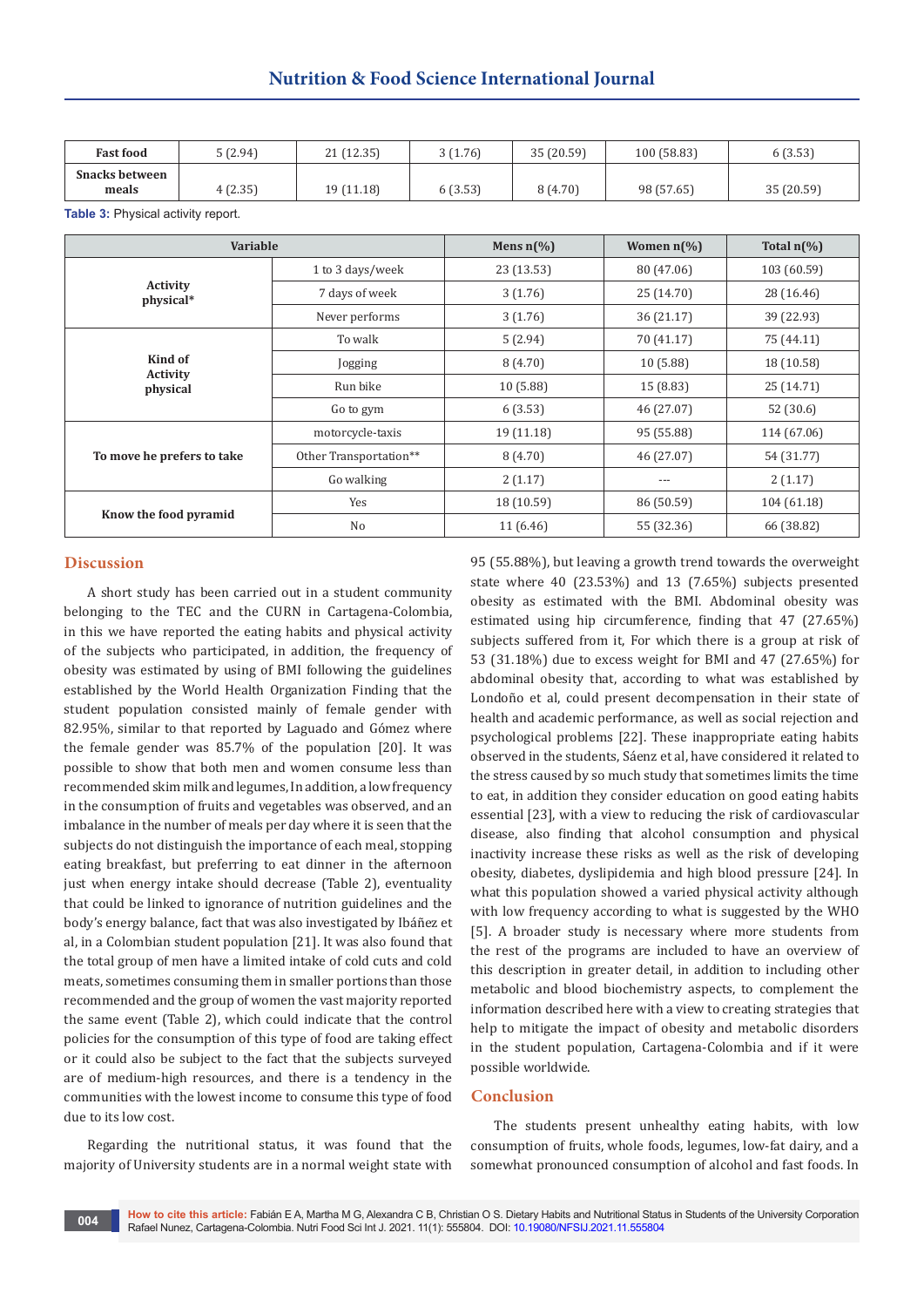| Fast food | 5 (2.94) | 21 (12.35) | 3 (1.76) | 35 (20.59) | 100 (58.83) | 6 (3.53) |
|---|---|---|---|---|---|---|
| Snacks between meals | 4 (2.35) | 19 (11.18) | 6 (3.53) | 8 (4.70) | 98 (57.65) | 35 (20.59) |

**Table 3:** Physical activity report.

| Variable | | Mens n(%) | Women n(%) | Total n(%) |
|---|---|---|---|---|
| Activity physical* | 1 to 3 days/week | 23 (13.53) | 80 (47.06) | 103 (60.59) |
| | 7 days of week | 3 (1.76) | 25 (14.70) | 28 (16.46) |
| | Never performs | 3 (1.76) | 36 (21.17) | 39 (22.93) |
| Kind of Activity physical | To walk | 5 (2.94) | 70 (41.17) | 75 (44.11) |
| | Jogging | 8 (4.70) | 10 (5.88) | 18 (10.58) |
| | Run bike | 10 (5.88) | 15 (8.83) | 25 (14.71) |
| | Go to gym | 6 (3.53) | 46 (27.07) | 52 (30.6) |
| To move he prefers to take | motorcycle-taxis | 19 (11.18) | 95 (55.88) | 114 (67.06) |
| | Other Transportation** | 8 (4.70) | 46 (27.07) | 54 (31.77) |
| | Go walking | 2 (1.17) | --- | 2 (1.17) |
| Know the food pyramid | Yes | 18 (10.59) | 86 (50.59) | 104 (61.18) |
| | No | 11 (6.46) | 55 (32.36) | 66 (38.82) |

## Discussion

A short study has been carried out in a student community belonging to the TEC and the CURN in Cartagena-Colombia, in this we have reported the eating habits and physical activity of the subjects who participated, in addition, the frequency of obesity was estimated by using of BMI following the guidelines established by the World Health Organization Finding that the student population consisted mainly of female gender with 82.95%, similar to that reported by Laguado and Gómez where the female gender was 85.7% of the population [20]. It was possible to show that both men and women consume less than recommended skim milk and legumes, In addition, a low frequency in the consumption of fruits and vegetables was observed, and an imbalance in the number of meals per day where it is seen that the subjects do not distinguish the importance of each meal, stopping eating breakfast, but preferring to eat dinner in the afternoon just when energy intake should decrease (Table 2), eventuality that could be linked to ignorance of nutrition guidelines and the body's energy balance, fact that was also investigated by Ibáñez et al, in a Colombian student population [21]. It was also found that the total group of men have a limited intake of cold cuts and cold meats, sometimes consuming them in smaller portions than those recommended and the group of women the vast majority reported the same event (Table 2), which could indicate that the control policies for the consumption of this type of food are taking effect or it could also be subject to the fact that the subjects surveyed are of medium-high resources, and there is a tendency in the communities with the lowest income to consume this type of food due to its low cost.

Regarding the nutritional status, it was found that the majority of University students are in a normal weight state with 95 (55.88%), but leaving a growth trend towards the overweight state where 40 (23.53%) and 13 (7.65%) subjects presented obesity as estimated with the BMI. Abdominal obesity was estimated using hip circumference, finding that 47 (27.65%) subjects suffered from it, For which there is a group at risk of 53 (31.18%) due to excess weight for BMI and 47 (27.65%) for abdominal obesity that, according to what was established by Londoño et al, could present decompensation in their state of health and academic performance, as well as social rejection and psychological problems [22]. These inappropriate eating habits observed in the students, Sáenz et al, have considered it related to the stress caused by so much study that sometimes limits the time to eat, in addition they consider education on good eating habits essential [23], with a view to reducing the risk of cardiovascular disease, also finding that alcohol consumption and physical inactivity increase these risks as well as the risk of developing obesity, diabetes, dyslipidemia and high blood pressure [24]. In what this population showed a varied physical activity although with low frequency according to what is suggested by the WHO [5]. A broader study is necessary where more students from the rest of the programs are included to have an overview of this description in greater detail, in addition to including other metabolic and blood biochemistry aspects, to complement the information described here with a view to creating strategies that help to mitigate the impact of obesity and metabolic disorders in the student population, Cartagena-Colombia and if it were possible worldwide.

## Conclusion

The students present unhealthy eating habits, with low consumption of fruits, whole foods, legumes, low-fat dairy, and a somewhat pronounced consumption of alcohol and fast foods. In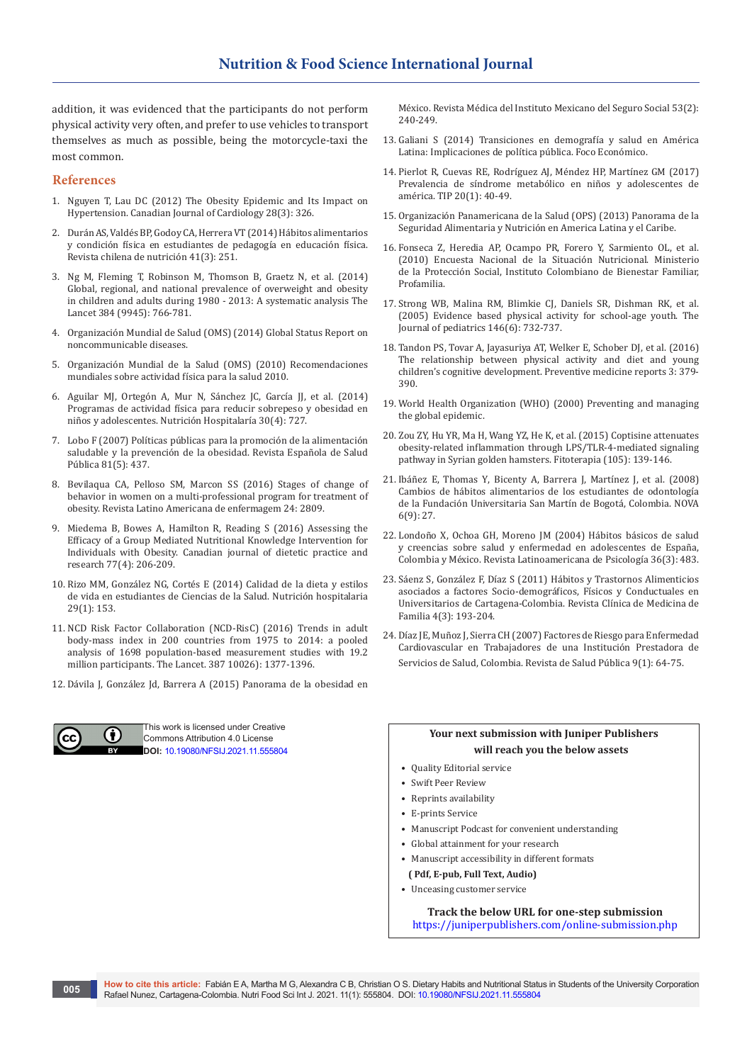addition, it was evidenced that the participants do not perform physical activity very often, and prefer to use vehicles to transport themselves as much as possible, being the motorcycle-taxi the most common.

## References

1. Nguyen T, Lau DC (2012) The Obesity Epidemic and Its Impact on Hypertension. Canadian Journal of Cardiology 28(3): 326.
2. Durán AS, Valdés BP, Godoy CA, Herrera VT (2014) Hábitos alimentarios y condición física en estudiantes de pedagogía en educación física. Revista chilena de nutrición 41(3): 251.
3. Ng M, Fleming T, Robinson M, Thomson B, Graetz N, et al. (2014) Global, regional, and national prevalence of overweight and obesity in children and adults during 1980 - 2013: A systematic analysis The Lancet 384 (9945): 766-781.
4. Organización Mundial de Salud (OMS) (2014) Global Status Report on noncommunicable diseases.
5. Organización Mundial de la Salud (OMS) (2010) Recomendaciones mundiales sobre actividad física para la salud 2010.
6. Aguilar MJ, Ortegón A, Mur N, Sánchez JC, García JJ, et al. (2014) Programas de actividad física para reducir sobrepeso y obesidad en niños y adolescentes. Nutrición Hospitalaría 30(4): 727.
7. Lobo F (2007) Políticas públicas para la promoción de la alimentación saludable y la prevención de la obesidad. Revista Española de Salud Pública 81(5): 437.
8. Bevilaqua CA, Pelloso SM, Marcon SS (2016) Stages of change of behavior in women on a multi-professional program for treatment of obesity. Revista Latino Americana de enfermagem 24: 2809.
9. Miedema B, Bowes A, Hamilton R, Reading S (2016) Assessing the Efficacy of a Group Mediated Nutritional Knowledge Intervention for Individuals with Obesity. Canadian journal of dietetic practice and research 77(4): 206-209.
10. Rizo MM, González NG, Cortés E (2014) Calidad de la dieta y estilos de vida en estudiantes de Ciencias de la Salud. Nutrición hospitalaria 29(1): 153.
11. NCD Risk Factor Collaboration (NCD-RisC) (2016) Trends in adult body-mass index in 200 countries from 1975 to 2014: a pooled analysis of 1698 population-based measurement studies with 19.2 million participants. The Lancet. 387 10026): 1377-1396.
12. Dávila J, González Jd, Barrera A (2015) Panorama de la obesidad en México. Revista Médica del Instituto Mexicano del Seguro Social 53(2): 240-249.
13. Galiani S (2014) Transiciones en demografía y salud en América Latina: Implicaciones de política pública. Foco Económico.
14. Pierlot R, Cuevas RE, Rodríguez AJ, Méndez HP, Martínez GM (2017) Prevalencia de síndrome metabólico en niños y adolescentes de américa. TIP 20(1): 40-49.
15. Organización Panamericana de la Salud (OPS) (2013) Panorama de la Seguridad Alimentaria y Nutrición en America Latina y el Caribe.
16. Fonseca Z, Heredia AP, Ocampo PR, Forero Y, Sarmiento OL, et al. (2010) Encuesta Nacional de la Situación Nutricional. Ministerio de la Protección Social, Instituto Colombiano de Bienestar Familiar, Profamilia.
17. Strong WB, Malina RM, Blimkie CJ, Daniels SR, Dishman RK, et al. (2005) Evidence based physical activity for school-age youth. The Journal of pediatrics 146(6): 732-737.
18. Tandon PS, Tovar A, Jayasuriya AT, Welker E, Schober DJ, et al. (2016) The relationship between physical activity and diet and young children's cognitive development. Preventive medicine reports 3: 379-390.
19. World Health Organization (WHO) (2000) Preventing and managing the global epidemic.
20. Zou ZY, Hu YR, Ma H, Wang YZ, He K, et al. (2015) Coptisine attenuates obesity-related inflammation through LPS/TLR-4-mediated signaling pathway in Syrian golden hamsters. Fitoterapia (105): 139-146.
21. Ibáñez E, Thomas Y, Bicenty A, Barrera J, Martínez J, et al. (2008) Cambios de hábitos alimentarios de los estudiantes de odontología de la Fundación Universitaria San Martín de Bogotá, Colombia. NOVA 6(9): 27.
22. Londoño X, Ochoa GH, Moreno JM (2004) Hábitos básicos de salud y creencias sobre salud y enfermedad en adolescentes de España, Colombia y México. Revista Latinoamericana de Psicología 36(3): 483.
23. Sáenz S, González F, Díaz S (2011) Hábitos y Trastornos Alimenticios asociados a factores Socio-demográficos, Físicos y Conductuales en Universitarios de Cartagena-Colombia. Revista Clínica de Medicina de Familia 4(3): 193-204.
24. Díaz JE, Muñoz J, Sierra CH (2007) Factores de Riesgo para Enfermedad Cardiovascular en Trabajadores de una Institución Prestadora de Servicios de Salud, Colombia. Revista de Salud Pública 9(1): 64-75.

This work is licensed under Creative Commons Attribution 4.0 License
**DOI:** 10.19080/NFSIJ.2021.11.555804

**Your next submission with Juniper Publishers will reach you the below assets**

- Quality Editorial service
- Swift Peer Review
- Reprints availability
- E-prints Service
- Manuscript Podcast for convenient understanding
- Global attainment for your research
- Manuscript accessibility in different formats
  **( Pdf, E-pub, Full Text, Audio)**
- Unceasing customer service

**Track the below URL for one-step submission**
https://juniperpublishers.com/online-submission.php

**How to cite this article:** Fabián E A, Martha M G, Alexandra C B, Christian O S. Dietary Habits and Nutritional Status in Students of the University Corporation Rafael Nunez, Cartagena-Colombia. Nutri Food Sci Int J. 2021. 11(1): 555804. DOI: 10.19080/NFSIJ.2021.11.555804